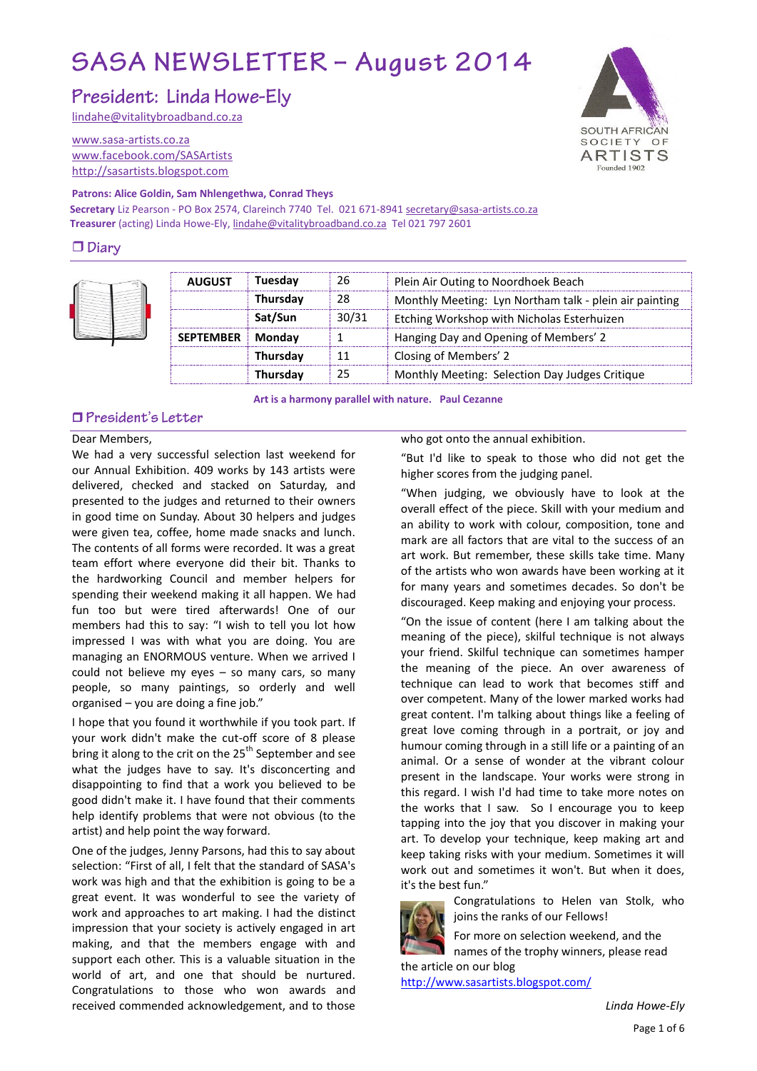# SASA NEWSLETTER – August 2014

## President: Linda Howe-Ely

lindahe@vitalitybroadband.co.za

www.sasa-artists.co.za
www.facebook.com/SASArtists
http://sasartists.blogspot.com

SOUTH AFRICAN SOCIETY OF ARTISTS
Founded 1902

**Patrons: Alice Goldin, Sam Nhlengethwa, Conrad Theys**

**Secretary** Liz Pearson - PO Box 2574, Clareinch 7740 Tel. 021 671-8941 secretary@sasa-artists.co.za

**Treasurer** (acting) Linda Howe-Ely, lindahe@vitalitybroadband.co.za Tel 021 797 2601

## ❒ Diary

| | | | |
|---|---|---|---|
| **AUGUST** | **Tuesday** | 26 | Plein Air Outing to Noordhoek Beach |
| | **Thursday** | 28 | Monthly Meeting: Lyn Northam talk - plein air painting |
| | **Sat/Sun** | 30/31 | Etching Workshop with Nicholas Esterhuizen |
| **SEPTEMBER** | **Monday** | 1 | Hanging Day and Opening of Members' 2 |
| | **Thursday** | 11 | Closing of Members' 2 |
| | **Thursday** | 25 | Monthly Meeting: Selection Day Judges Critique |

**Art is a harmony parallel with nature. Paul Cezanne**

## ❒ President's Letter

Dear Members,

We had a very successful selection last weekend for our Annual Exhibition. 409 works by 143 artists were delivered, checked and stacked on Saturday, and presented to the judges and returned to their owners in good time on Sunday. About 30 helpers and judges were given tea, coffee, home made snacks and lunch. The contents of all forms were recorded. It was a great team effort where everyone did their bit. Thanks to the hardworking Council and member helpers for spending their weekend making it all happen. We had fun too but were tired afterwards! One of our members had this to say: "I wish to tell you lot how impressed I was with what you are doing. You are managing an ENORMOUS venture. When we arrived I could not believe my eyes – so many cars, so many people, so many paintings, so orderly and well organised – you are doing a fine job."

I hope that you found it worthwhile if you took part. If your work didn't make the cut-off score of 8 please bring it along to the crit on the 25th September and see what the judges have to say. It's disconcerting and disappointing to find that a work you believed to be good didn't make it. I have found that their comments help identify problems that were not obvious (to the artist) and help point the way forward.

One of the judges, Jenny Parsons, had this to say about selection: "First of all, I felt that the standard of SASA's work was high and that the exhibition is going to be a great event. It was wonderful to see the variety of work and approaches to art making. I had the distinct impression that your society is actively engaged in art making, and that the members engage with and support each other. This is a valuable situation in the world of art, and one that should be nurtured. Congratulations to those who won awards and received commended acknowledgement, and to those who got onto the annual exhibition.

"But I'd like to speak to those who did not get the higher scores from the judging panel.

"When judging, we obviously have to look at the overall effect of the piece. Skill with your medium and an ability to work with colour, composition, tone and mark are all factors that are vital to the success of an art work. But remember, these skills take time. Many of the artists who won awards have been working at it for many years and sometimes decades. So don't be discouraged. Keep making and enjoying your process.

"On the issue of content (here I am talking about the meaning of the piece), skilful technique is not always your friend. Skilful technique can sometimes hamper the meaning of the piece. An over awareness of technique can lead to work that becomes stiff and over competent. Many of the lower marked works had great content. I'm talking about things like a feeling of great love coming through in a portrait, or joy and humour coming through in a still life or a painting of an animal. Or a sense of wonder at the vibrant colour present in the landscape. Your works were strong in this regard. I wish I'd had time to take more notes on the works that I saw. So I encourage you to keep tapping into the joy that you discover in making your art. To develop your technique, keep making art and keep taking risks with your medium. Sometimes it will work out and sometimes it won't. But when it does, it's the best fun."

Congratulations to Helen van Stolk, who joins the ranks of our Fellows!

For more on selection weekend, and the names of the trophy winners, please read the article on our blog http://www.sasartists.blogspot.com/

*Linda Howe-Ely*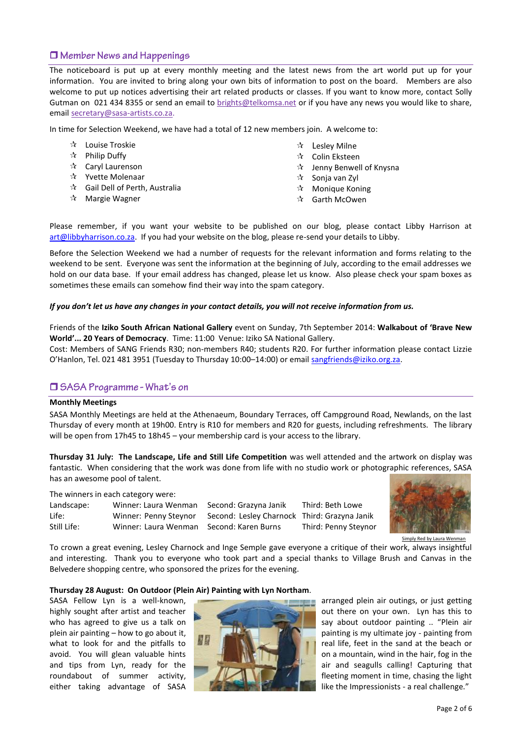## ❒ Member News and Happenings

The noticeboard is put up at every monthly meeting and the latest news from the art world put up for your information. You are invited to bring along your own bits of information to post on the board. Members are also welcome to put up notices advertising their art related products or classes. If you want to know more, contact Solly Gutman on 021 434 8355 or send an email to brights@telkomsa.net or if you have any news you would like to share, email secretary@sasa-artists.co.za.

In time for Selection Weekend, we have had a total of 12 new members join. A welcome to:

- Louise Troskie
- Philip Duffy
- Caryl Laurenson
- Yvette Molenaar
- Gail Dell of Perth, Australia
- Margie Wagner
- Lesley Milne
- Colin Eksteen
- Jenny Benwell of Knysna
- Sonja van Zyl
- Monique Koning
- Garth McOwen

Please remember, if you want your website to be published on our blog, please contact Libby Harrison at art@libbyharrison.co.za. If you had your website on the blog, please re-send your details to Libby.

Before the Selection Weekend we had a number of requests for the relevant information and forms relating to the weekend to be sent. Everyone was sent the information at the beginning of July, according to the email addresses we hold on our data base. If your email address has changed, please let us know. Also please check your spam boxes as sometimes these emails can somehow find their way into the spam category.

***If you don't let us have any changes in your contact details, you will not receive information from us.***

Friends of the **Iziko South African National Gallery** event on Sunday, 7th September 2014: **Walkabout of 'Brave New World'... 20 Years of Democracy**. Time: 11:00 Venue: Iziko SA National Gallery.
Cost: Members of SANG Friends R30; non-members R40; students R20. For further information please contact Lizzie O'Hanlon, Tel. 021 481 3951 (Tuesday to Thursday 10:00–14:00) or email sangfriends@iziko.org.za.

## ❒ SASA Programme - What's on

**Monthly Meetings**

SASA Monthly Meetings are held at the Athenaeum, Boundary Terraces, off Campground Road, Newlands, on the last Thursday of every month at 19h00. Entry is R10 for members and R20 for guests, including refreshments. The library will be open from 17h45 to 18h45 – your membership card is your access to the library.

**Thursday 31 July: The Landscape, Life and Still Life Competition** was well attended and the artwork on display was fantastic. When considering that the work was done from life with no studio work or photographic references, SASA has an awesome pool of talent.

The winners in each category were:

| | | | |
|---|---|---|---|
| Landscape: | Winner: Laura Wenman | Second: Grazyna Janik | Third: Beth Lowe |
| Life: | Winner: Penny Steynor | Second: Lesley Charnock | Third: Grazyna Janik |
| Still Life: | Winner: Laura Wenman | Second: Karen Burns | Third: Penny Steynor |

Simply Red by Laura Wenman

To crown a great evening, Lesley Charnock and Inge Semple gave everyone a critique of their work, always insightful and interesting. Thank you to everyone who took part and a special thanks to Village Brush and Canvas in the Belvedere shopping centre, who sponsored the prizes for the evening.

**Thursday 28 August: On Outdoor (Plein Air) Painting with Lyn Northam**.

SASA Fellow Lyn is a well-known, highly sought after artist and teacher who has agreed to give us a talk on plein air painting – how to go about it, what to look for and the pitfalls to avoid. You will glean valuable hints and tips from Lyn, ready for the roundabout of summer activity, either taking advantage of SASA arranged plein air outings, or just getting out there on your own. Lyn has this to say about outdoor painting .. "Plein air painting is my ultimate joy - painting from real life, feet in the sand at the beach or on a mountain, wind in the hair, fog in the air and seagulls calling! Capturing that fleeting moment in time, chasing the light like the Impressionists - a real challenge."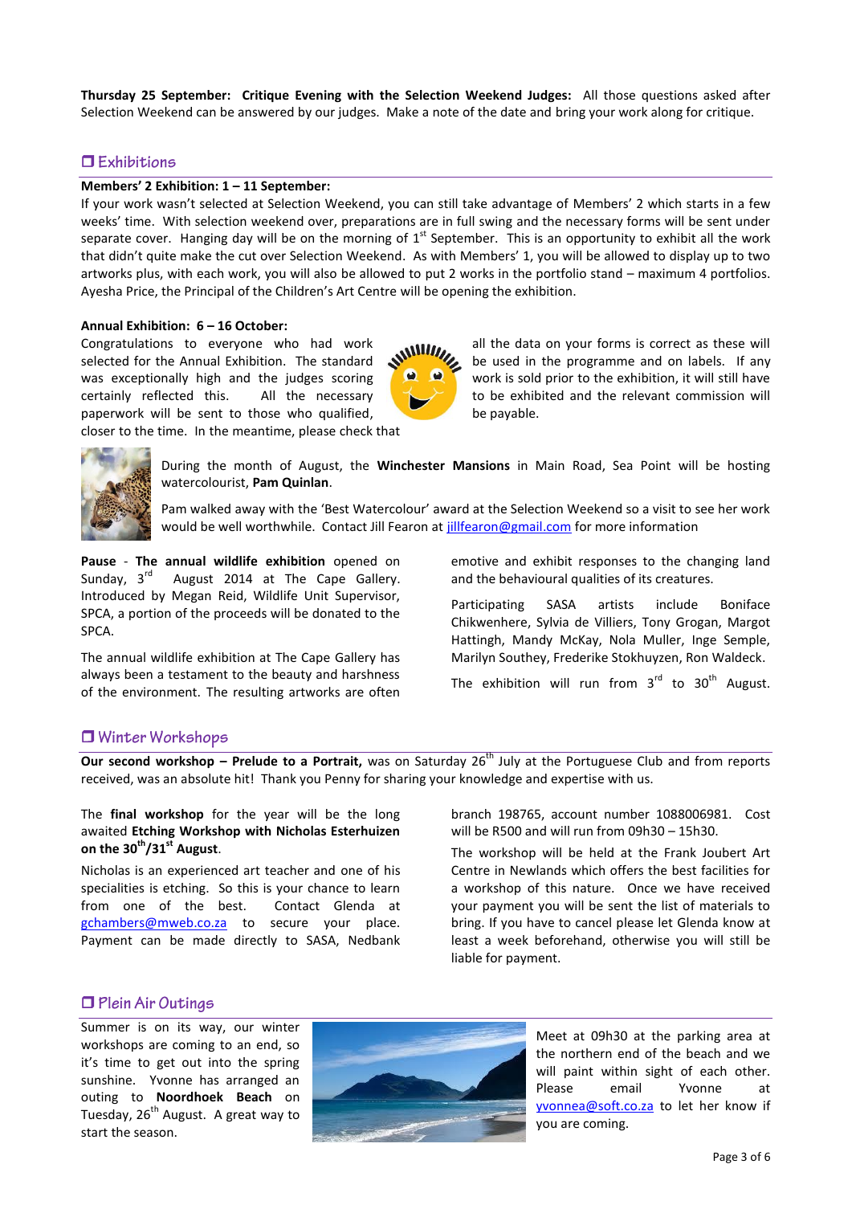**Thursday 25 September: Critique Evening with the Selection Weekend Judges:** All those questions asked after Selection Weekend can be answered by our judges. Make a note of the date and bring your work along for critique.

## ❐ Exhibitions

**Members' 2 Exhibition: 1 – 11 September:**

If your work wasn't selected at Selection Weekend, you can still take advantage of Members' 2 which starts in a few weeks' time. With selection weekend over, preparations are in full swing and the necessary forms will be sent under separate cover. Hanging day will be on the morning of 1st September. This is an opportunity to exhibit all the work that didn't quite make the cut over Selection Weekend. As with Members' 1, you will be allowed to display up to two artworks plus, with each work, you will also be allowed to put 2 works in the portfolio stand – maximum 4 portfolios. Ayesha Price, the Principal of the Children's Art Centre will be opening the exhibition.

**Annual Exhibition: 6 – 16 October:**

Congratulations to everyone who had work selected for the Annual Exhibition. The standard was exceptionally high and the judges scoring certainly reflected this. All the necessary paperwork will be sent to those who qualified, closer to the time. In the meantime, please check that all the data on your forms is correct as these will be used in the programme and on labels. If any work is sold prior to the exhibition, it will still have to be exhibited and the relevant commission will be payable.

During the month of August, the **Winchester Mansions** in Main Road, Sea Point will be hosting watercolourist, **Pam Quinlan**.

Pam walked away with the 'Best Watercolour' award at the Selection Weekend so a visit to see her work would be well worthwhile. Contact Jill Fearon at jillfearon@gmail.com for more information

**Pause** - **The annual wildlife exhibition** opened on Sunday, 3rd August 2014 at The Cape Gallery. Introduced by Megan Reid, Wildlife Unit Supervisor, SPCA, a portion of the proceeds will be donated to the SPCA.

The annual wildlife exhibition at The Cape Gallery has always been a testament to the beauty and harshness of the environment. The resulting artworks are often emotive and exhibit responses to the changing land and the behavioural qualities of its creatures.

Participating SASA artists include Boniface Chikwenhere, Sylvia de Villiers, Tony Grogan, Margot Hattingh, Mandy McKay, Nola Muller, Inge Semple, Marilyn Southey, Frederike Stokhuyzen, Ron Waldeck.

The exhibition will run from 3rd to 30th August.

## ❐ Winter Workshops

**Our second workshop – Prelude to a Portrait,** was on Saturday 26th July at the Portuguese Club and from reports received, was an absolute hit! Thank you Penny for sharing your knowledge and expertise with us.

The **final workshop** for the year will be the long awaited **Etching Workshop with Nicholas Esterhuizen on the 30th/31st August**.

Nicholas is an experienced art teacher and one of his specialities is etching. So this is your chance to learn from one of the best. Contact Glenda at gchambers@mweb.co.za to secure your place. Payment can be made directly to SASA, Nedbank branch 198765, account number 1088006981. Cost will be R500 and will run from 09h30 – 15h30.

The workshop will be held at the Frank Joubert Art Centre in Newlands which offers the best facilities for a workshop of this nature. Once we have received your payment you will be sent the list of materials to bring. If you have to cancel please let Glenda know at least a week beforehand, otherwise you will still be liable for payment.

## ❐ Plein Air Outings

Summer is on its way, our winter workshops are coming to an end, so it's time to get out into the spring sunshine. Yvonne has arranged an outing to **Noordhoek Beach** on Tuesday, 26th August. A great way to start the season.

Meet at 09h30 at the parking area at the northern end of the beach and we will paint within sight of each other. Please email Yvonne at yvonnea@soft.co.za to let her know if you are coming.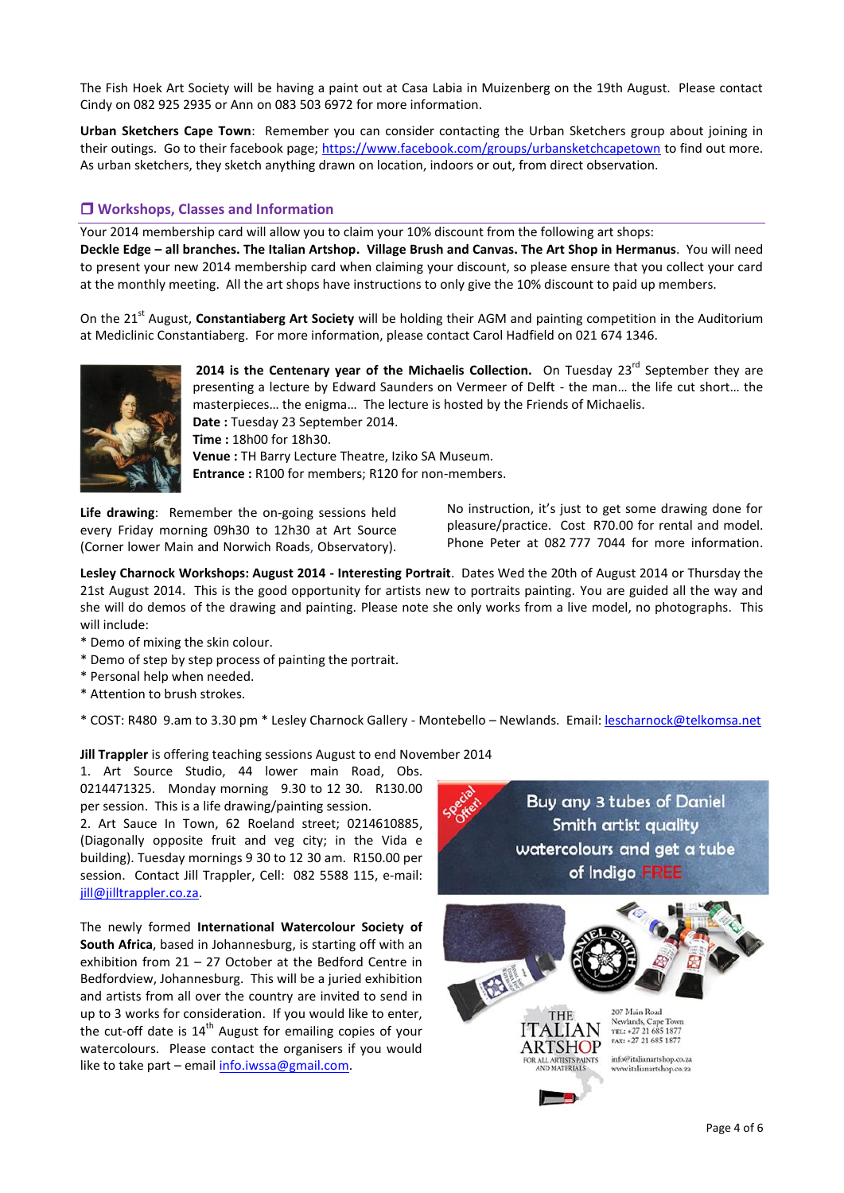The Fish Hoek Art Society will be having a paint out at Casa Labia in Muizenberg on the 19th August. Please contact Cindy on 082 925 2935 or Ann on 083 503 6972 for more information.

**Urban Sketchers Cape Town**: Remember you can consider contacting the Urban Sketchers group about joining in their outings. Go to their facebook page; https://www.facebook.com/groups/urbansketchcapetown to find out more. As urban sketchers, they sketch anything drawn on location, indoors or out, from direct observation.

## ❒ Workshops, Classes and Information

Your 2014 membership card will allow you to claim your 10% discount from the following art shops: **Deckle Edge – all branches. The Italian Artshop. Village Brush and Canvas. The Art Shop in Hermanus**. You will need to present your new 2014 membership card when claiming your discount, so please ensure that you collect your card at the monthly meeting. All the art shops have instructions to only give the 10% discount to paid up members.

On the 21st August, **Constantiaberg Art Society** will be holding their AGM and painting competition in the Auditorium at Mediclinic Constantiaberg. For more information, please contact Carol Hadfield on 021 674 1346.

**2014 is the Centenary year of the Michaelis Collection.** On Tuesday 23rd September they are presenting a lecture by Edward Saunders on Vermeer of Delft - the man… the life cut short… the masterpieces… the enigma… The lecture is hosted by the Friends of Michaelis.
**Date :** Tuesday 23 September 2014.
**Time :** 18h00 for 18h30.
**Venue :** TH Barry Lecture Theatre, Iziko SA Museum.
**Entrance :** R100 for members; R120 for non-members.

**Life drawing**: Remember the on-going sessions held every Friday morning 09h30 to 12h30 at Art Source (Corner lower Main and Norwich Roads, Observatory). No instruction, it's just to get some drawing done for pleasure/practice. Cost R70.00 for rental and model. Phone Peter at 082 777 7044 for more information.

**Lesley Charnock Workshops: August 2014 - Interesting Portrait**. Dates Wed the 20th of August 2014 or Thursday the 21st August 2014. This is the good opportunity for artists new to portraits painting. You are guided all the way and she will do demos of the drawing and painting. Please note she only works from a live model, no photographs. This will include:

* Demo of mixing the skin colour.
* Demo of step by step process of painting the portrait.
* Personal help when needed.
* Attention to brush strokes.

* COST: R480 9.am to 3.30 pm * Lesley Charnock Gallery - Montebello – Newlands. Email: lescharnock@telkomsa.net

**Jill Trappler** is offering teaching sessions August to end November 2014

1. Art Source Studio, 44 lower main Road, Obs. 0214471325. Monday morning 9.30 to 12 30. R130.00 per session. This is a life drawing/painting session.
2. Art Sauce In Town, 62 Roeland street; 0214610885, (Diagonally opposite fruit and veg city; in the Vida e building). Tuesday mornings 9 30 to 12 30 am. R150.00 per session. Contact Jill Trappler, Cell: 082 5588 115, e-mail: jill@jilltrappler.co.za.

The newly formed **International Watercolour Society of South Africa**, based in Johannesburg, is starting off with an exhibition from 21 – 27 October at the Bedford Centre in Bedfordview, Johannesburg. This will be a juried exhibition and artists from all over the country are invited to send in up to 3 works for consideration. If you would like to enter, the cut-off date is 14th August for emailing copies of your watercolours. Please contact the organisers if you would like to take part – email info.iwssa@gmail.com.

Special Offer! Buy any 3 tubes of Daniel Smith artist quality watercolours and get a tube of Indigo FREE

THE ITALIAN ARTSHOP FOR ALL ARTISTS PAINTS AND MATERIALS
207 Main Road
Newlands, Cape Town
TEL: +27 21 685 1877
FAX: +27 21 685 1877
info@italianartshop.co.za
www.italianartshop.co.za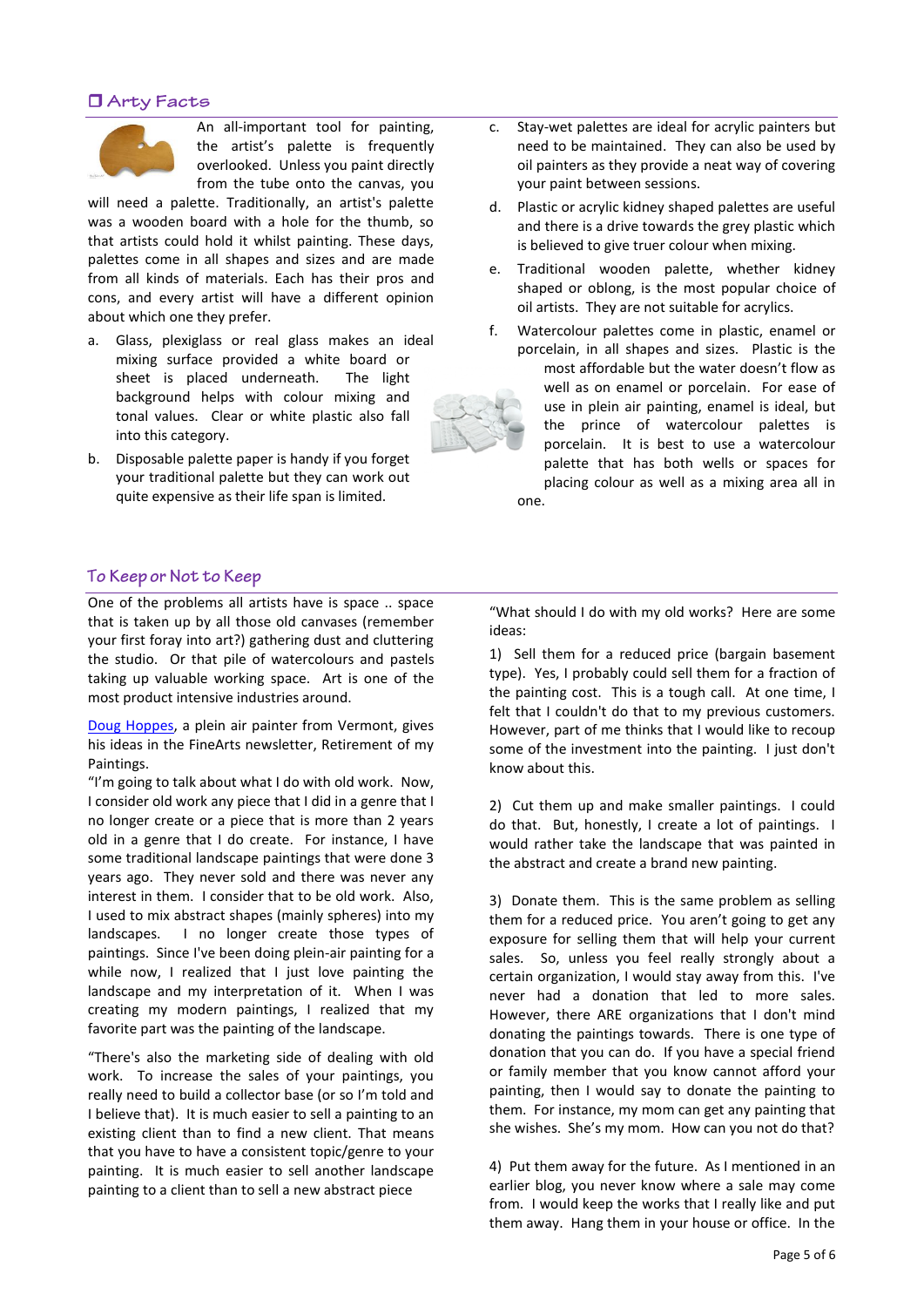## ❒ Arty Facts

An all-important tool for painting, the artist's palette is frequently overlooked. Unless you paint directly from the tube onto the canvas, you will need a palette. Traditionally, an artist's palette was a wooden board with a hole for the thumb, so that artists could hold it whilst painting. These days, palettes come in all shapes and sizes and are made from all kinds of materials. Each has their pros and cons, and every artist will have a different opinion about which one they prefer.

a. Glass, plexiglass or real glass makes an ideal mixing surface provided a white board or sheet is placed underneath. The light background helps with colour mixing and tonal values. Clear or white plastic also fall into this category.

b. Disposable palette paper is handy if you forget your traditional palette but they can work out quite expensive as their life span is limited.

c. Stay-wet palettes are ideal for acrylic painters but need to be maintained. They can also be used by oil painters as they provide a neat way of covering your paint between sessions.

d. Plastic or acrylic kidney shaped palettes are useful and there is a drive towards the grey plastic which is believed to give truer colour when mixing.

e. Traditional wooden palette, whether kidney shaped or oblong, is the most popular choice of oil artists. They are not suitable for acrylics.

f. Watercolour palettes come in plastic, enamel or porcelain, in all shapes and sizes. Plastic is the most affordable but the water doesn't flow as well as on enamel or porcelain. For ease of use in plein air painting, enamel is ideal, but the prince of watercolour palettes is porcelain. It is best to use a watercolour palette that has both wells or spaces for placing colour as well as a mixing area all in one.

## To Keep or Not to Keep

One of the problems all artists have is space .. space that is taken up by all those old canvases (remember your first foray into art?) gathering dust and cluttering the studio. Or that pile of watercolours and pastels taking up valuable working space. Art is one of the most product intensive industries around.

Doug Hoppes, a plein air painter from Vermont, gives his ideas in the FineArts newsletter, Retirement of my Paintings.

"I'm going to talk about what I do with old work. Now, I consider old work any piece that I did in a genre that I no longer create or a piece that is more than 2 years old in a genre that I do create. For instance, I have some traditional landscape paintings that were done 3 years ago. They never sold and there was never any interest in them. I consider that to be old work. Also, I used to mix abstract shapes (mainly spheres) into my landscapes. I no longer create those types of paintings. Since I've been doing plein-air painting for a while now, I realized that I just love painting the landscape and my interpretation of it. When I was creating my modern paintings, I realized that my favorite part was the painting of the landscape.

"There's also the marketing side of dealing with old work. To increase the sales of your paintings, you really need to build a collector base (or so I'm told and I believe that). It is much easier to sell a painting to an existing client than to find a new client. That means that you have to have a consistent topic/genre to your painting. It is much easier to sell another landscape painting to a client than to sell a new abstract piece

"What should I do with my old works? Here are some ideas:

1) Sell them for a reduced price (bargain basement type). Yes, I probably could sell them for a fraction of the painting cost. This is a tough call. At one time, I felt that I couldn't do that to my previous customers. However, part of me thinks that I would like to recoup some of the investment into the painting. I just don't know about this.

2) Cut them up and make smaller paintings. I could do that. But, honestly, I create a lot of paintings. I would rather take the landscape that was painted in the abstract and create a brand new painting.

3) Donate them. This is the same problem as selling them for a reduced price. You aren't going to get any exposure for selling them that will help your current sales. So, unless you feel really strongly about a certain organization, I would stay away from this. I've never had a donation that led to more sales. However, there ARE organizations that I don't mind donating the paintings towards. There is one type of donation that you can do. If you have a special friend or family member that you know cannot afford your painting, then I would say to donate the painting to them. For instance, my mom can get any painting that she wishes. She's my mom. How can you not do that?

4) Put them away for the future. As I mentioned in an earlier blog, you never know where a sale may come from. I would keep the works that I really like and put them away. Hang them in your house or office. In the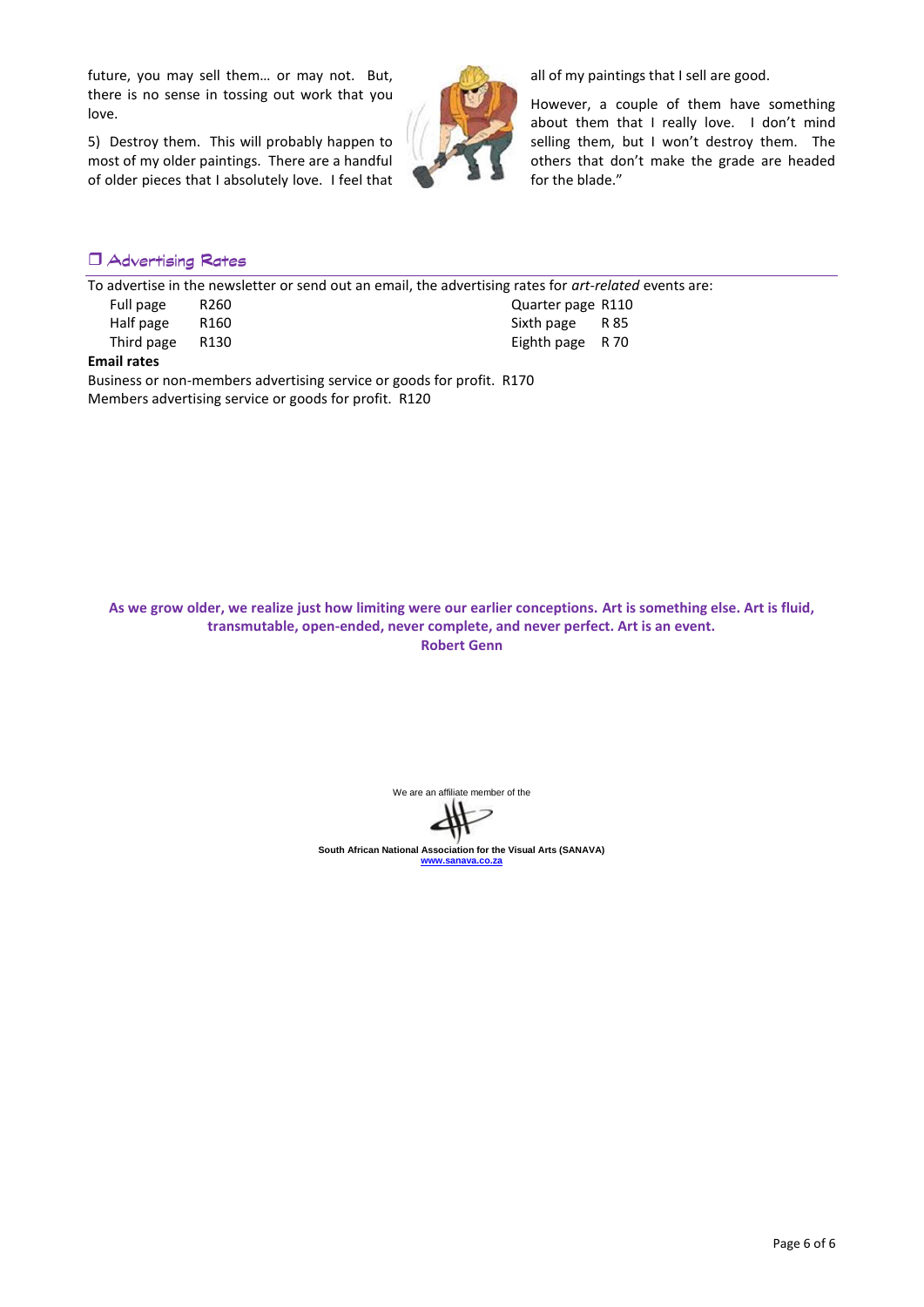future, you may sell them… or may not. But, there is no sense in tossing out work that you love.

5) Destroy them. This will probably happen to most of my older paintings. There are a handful of older pieces that I absolutely love. I feel that all of my paintings that I sell are good.

However, a couple of them have something about them that I really love. I don't mind selling them, but I won't destroy them. The others that don't make the grade are headed for the blade."

## ❒ Advertising Rates

To advertise in the newsletter or send out an email, the advertising rates for *art-related* events are:

| | | | |
|---|---|---|---|
| Full page | R260 | Quarter page | R110 |
| Half page | R160 | Sixth page | R 85 |
| Third page | R130 | Eighth page | R 70 |

**Email rates**

Business or non-members advertising service or goods for profit. R170
Members advertising service or goods for profit. R120

**As we grow older, we realize just how limiting were our earlier conceptions. Art is something else. Art is fluid, transmutable, open-ended, never complete, and never perfect. Art is an event.**
**Robert Genn**

We are an affiliate member of the

**South African National Association for the Visual Arts (SANAVA)**
**www.sanava.co.za**